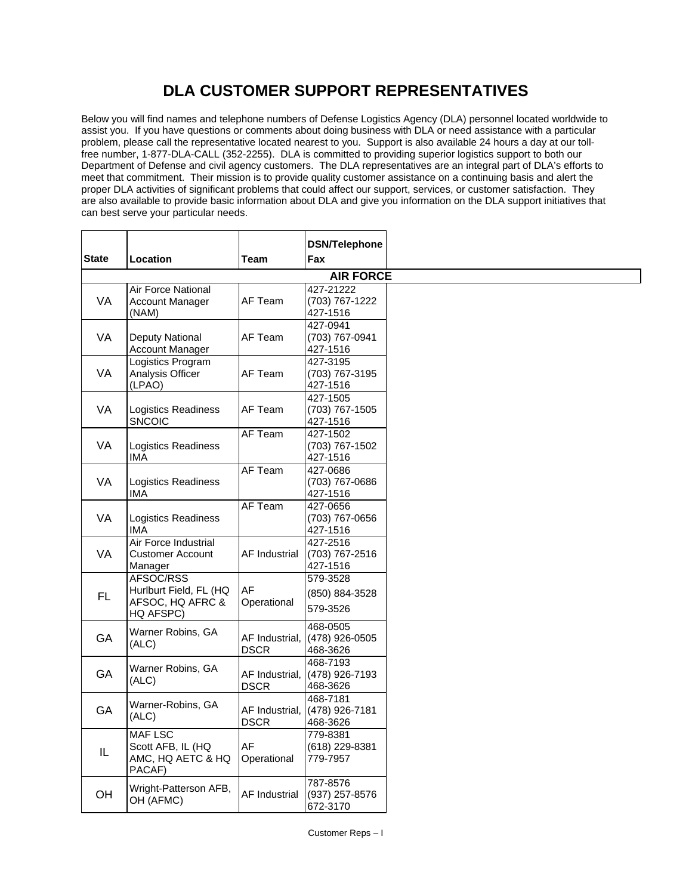# DLA CUSTOMER SUPPORT REPRESENTATIVES

Below you will find names and telephone numbers of Defense Logistics Agency (DLA) personnel located worldwide to assist you. If you have questions or comments about doing business with DLA or need assistance with a particular problem, please call the representative located nearest to you. Support is also available 24 hours a day at our toll-free number, 1-877-DLA-CALL (352-2255). DLA is committed to providing superior logistics support to both our Department of Defense and civil agency customers. The DLA representatives are an integral part of DLA's efforts to meet that commitment. Their mission is to provide quality customer assistance on a continuing basis and alert the proper DLA activities of significant problems that could affect our support, services, or customer satisfaction. They are also available to provide basic information about DLA and give you information on the DLA support initiatives that can best serve your particular needs.

| State | Location | Team | DSN/Telephone<br>Fax |
|---|---|---|---|
| **AIR FORCE** | | | |
| VA | Air Force National Account Manager (NAM) | AF Team | 427-21222<br>(703) 767-1222<br>427-1516 |
| VA | Deputy National Account Manager | AF Team | 427-0941<br>(703) 767-0941<br>427-1516 |
| VA | Logistics Program Analysis Officer (LPAO) | AF Team | 427-3195<br>(703) 767-3195<br>427-1516 |
| VA | Logistics Readiness SNCOIC | AF Team | 427-1505<br>(703) 767-1505<br>427-1516 |
| VA | Logistics Readiness IMA | AF Team | 427-1502<br>(703) 767-1502<br>427-1516 |
| VA | Logistics Readiness IMA | AF Team | 427-0686<br>(703) 767-0686<br>427-1516 |
| VA | Logistics Readiness IMA | AF Team | 427-0656<br>(703) 767-0656<br>427-1516 |
| VA | Air Force Industrial Customer Account Manager | AF Industrial | 427-2516<br>(703) 767-2516<br>427-1516 |
| FL | AFSOC/RSS<br>Hurlburt Field, FL (HQ AFSOC, HQ AFRC & HQ AFSPC) | AF Operational | 579-3528<br>(850) 884-3528<br>579-3526 |
| GA | Warner Robins, GA (ALC) | AF Industrial, DSCR | 468-0505<br>(478) 926-0505<br>468-3626 |
| GA | Warner Robins, GA (ALC) | AF Industrial, DSCR | 468-7193<br>(478) 926-7193<br>468-3626 |
| GA | Warner-Robins, GA (ALC) | AF Industrial, DSCR | 468-7181<br>(478) 926-7181<br>468-3626 |
| IL | MAF LSC<br>Scott AFB, IL (HQ AMC, HQ AETC & HQ PACAF) | AF Operational | 779-8381<br>(618) 229-8381<br>779-7957 |
| OH | Wright-Patterson AFB, OH (AFMC) | AF Industrial | 787-8576<br>(937) 257-8576<br>672-3170 |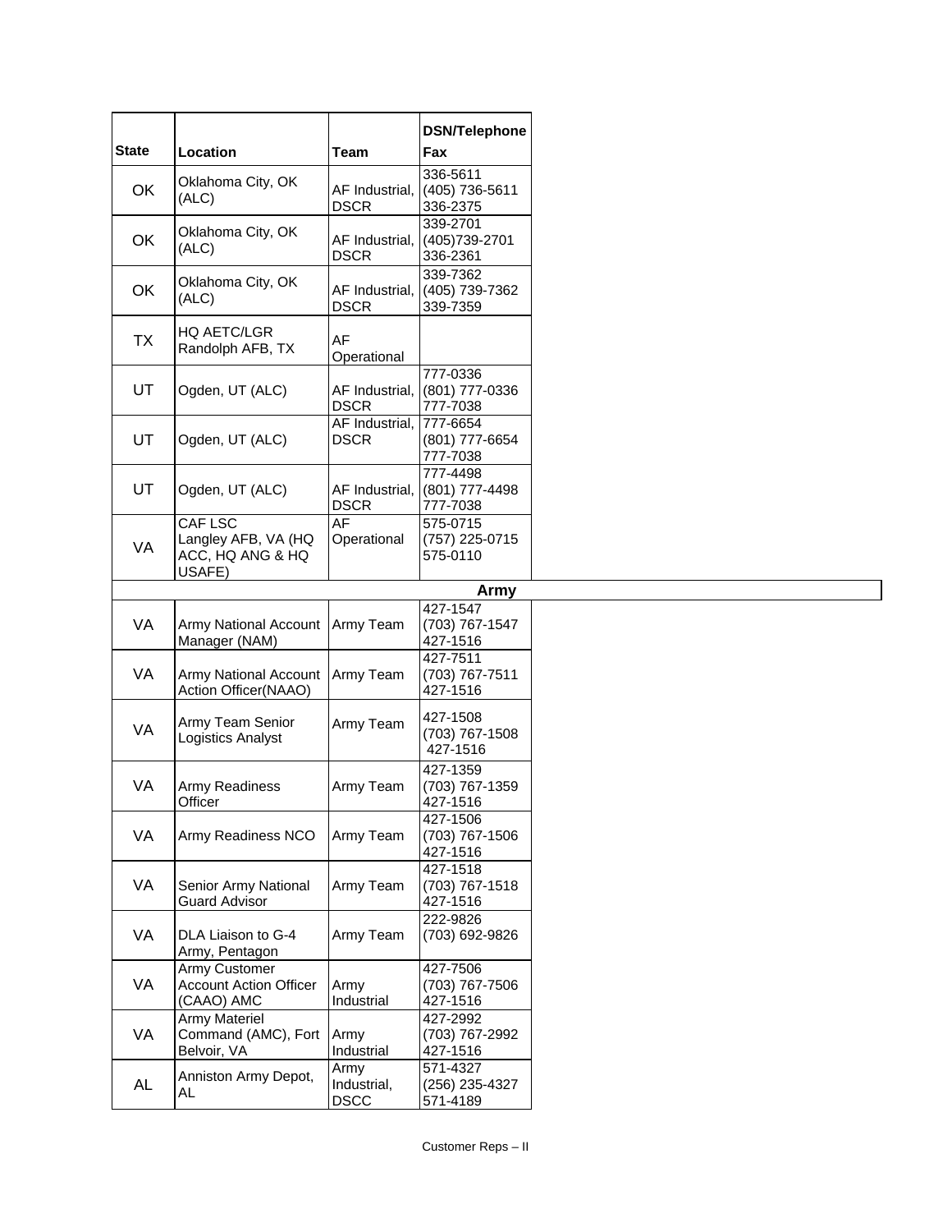| State | Location | Team | DSN/Telephone Fax |
|---|---|---|---|
| OK | Oklahoma City, OK (ALC) | AF Industrial, DSCR | 336-5611 (405) 736-5611 336-2375 |
| OK | Oklahoma City, OK (ALC) | AF Industrial, DSCR | 339-2701 (405)739-2701 336-2361 |
| OK | Oklahoma City, OK (ALC) | AF Industrial, DSCR | 339-7362 (405) 739-7362 339-7359 |
| TX | HQ AETC/LGR Randolph AFB, TX | AF Operational | |
| UT | Ogden, UT (ALC) | AF Industrial, DSCR | 777-0336 (801) 777-0336 777-7038 |
| UT | Ogden, UT (ALC) | AF Industrial, DSCR | 777-6654 (801) 777-6654 777-7038 |
| UT | Ogden, UT (ALC) | AF Industrial, DSCR | 777-4498 (801) 777-4498 777-7038 |
| VA | CAF LSC Langley AFB, VA (HQ ACC, HQ ANG & HQ USAFE) | AF Operational | 575-0715 (757) 225-0715 575-0110 |
| | | | **Army** |
| VA | Army National Account Manager (NAM) | Army Team | 427-1547 (703) 767-1547 427-1516 |
| VA | Army National Account Action Officer(NAAO) | Army Team | 427-7511 (703) 767-7511 427-1516 |
| VA | Army Team Senior Logistics Analyst | Army Team | 427-1508 (703) 767-1508 427-1516 |
| VA | Army Readiness Officer | Army Team | 427-1359 (703) 767-1359 427-1516 |
| VA | Army Readiness NCO | Army Team | 427-1506 (703) 767-1506 427-1516 |
| VA | Senior Army National Guard Advisor | Army Team | 427-1518 (703) 767-1518 427-1516 |
| VA | DLA Liaison to G-4 Army, Pentagon | Army Team | 222-9826 (703) 692-9826 |
| VA | Army Customer Account Action Officer (CAAO) AMC | Army Industrial | 427-7506 (703) 767-7506 427-1516 |
| VA | Army Materiel Command (AMC), Fort Belvoir, VA | Army Industrial | 427-2992 (703) 767-2992 427-1516 |
| AL | Anniston Army Depot, AL | Army Industrial, DSCC | 571-4327 (256) 235-4327 571-4189 |

Customer Reps – II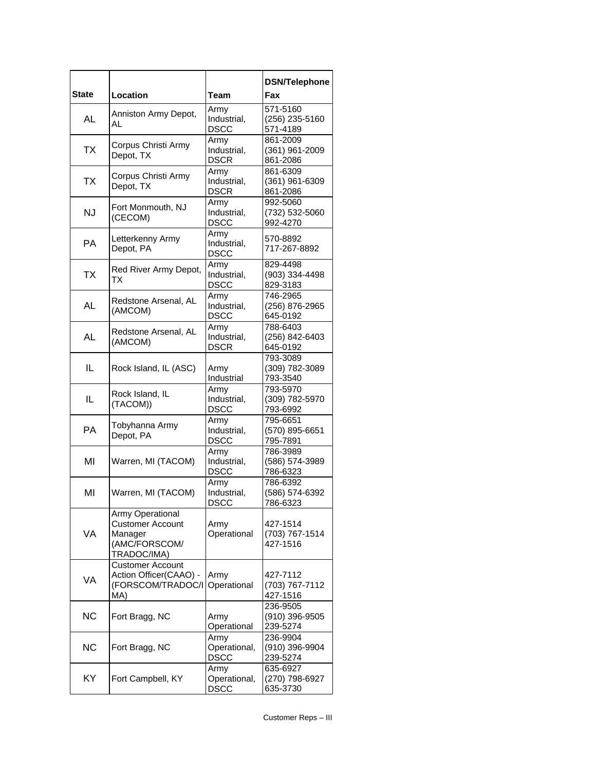| State | Location | Team | DSN/Telephone Fax |
|---|---|---|---|
| AL | Anniston Army Depot, AL | Army Industrial, DSCC | 571-5160 (256) 235-5160 571-4189 |
| TX | Corpus Christi Army Depot, TX | Army Industrial, DSCR | 861-2009 (361) 961-2009 861-2086 |
| TX | Corpus Christi Army Depot, TX | Army Industrial, DSCR | 861-6309 (361) 961-6309 861-2086 |
| NJ | Fort Monmouth, NJ (CECOM) | Army Industrial, DSCC | 992-5060 (732) 532-5060 992-4270 |
| PA | Letterkenny Army Depot, PA | Army Industrial, DSCC | 570-8892 717-267-8892 |
| TX | Red River Army Depot, TX | Army Industrial, DSCC | 829-4498 (903) 334-4498 829-3183 |
| AL | Redstone Arsenal, AL (AMCOM) | Army Industrial, DSCC | 746-2965 (256) 876-2965 645-0192 |
| AL | Redstone Arsenal, AL (AMCOM) | Army Industrial, DSCR | 788-6403 (256) 842-6403 645-0192 |
| IL | Rock Island, IL (ASC) | Army Industrial | 793-3089 (309) 782-3089 793-3540 |
| IL | Rock Island, IL (TACOM)) | Army Industrial, DSCC | 793-5970 (309) 782-5970 793-6992 |
| PA | Tobyhanna Army Depot, PA | Army Industrial, DSCC | 795-6651 (570) 895-6651 795-7891 |
| MI | Warren, MI (TACOM) | Army Industrial, DSCC | 786-3989 (586) 574-3989 786-6323 |
| MI | Warren, MI (TACOM) | Army Industrial, DSCC | 786-6392 (586) 574-6392 786-6323 |
| VA | Army Operational Customer Account Manager (AMC/FORSCOM/ TRADOC/IMA) | Army Operational | 427-1514 (703) 767-1514 427-1516 |
| VA | Customer Account Action Officer(CAAO) - (FORSCOM/TRADOC/IMA) | Army Operational | 427-7112 (703) 767-7112 427-1516 |
| NC | Fort Bragg, NC | Army Operational | 236-9505 (910) 396-9505 239-5274 |
| NC | Fort Bragg, NC | Army Operational, DSCC | 236-9904 (910) 396-9904 239-5274 |
| KY | Fort Campbell, KY | Army Operational, DSCC | 635-6927 (270) 798-6927 635-3730 |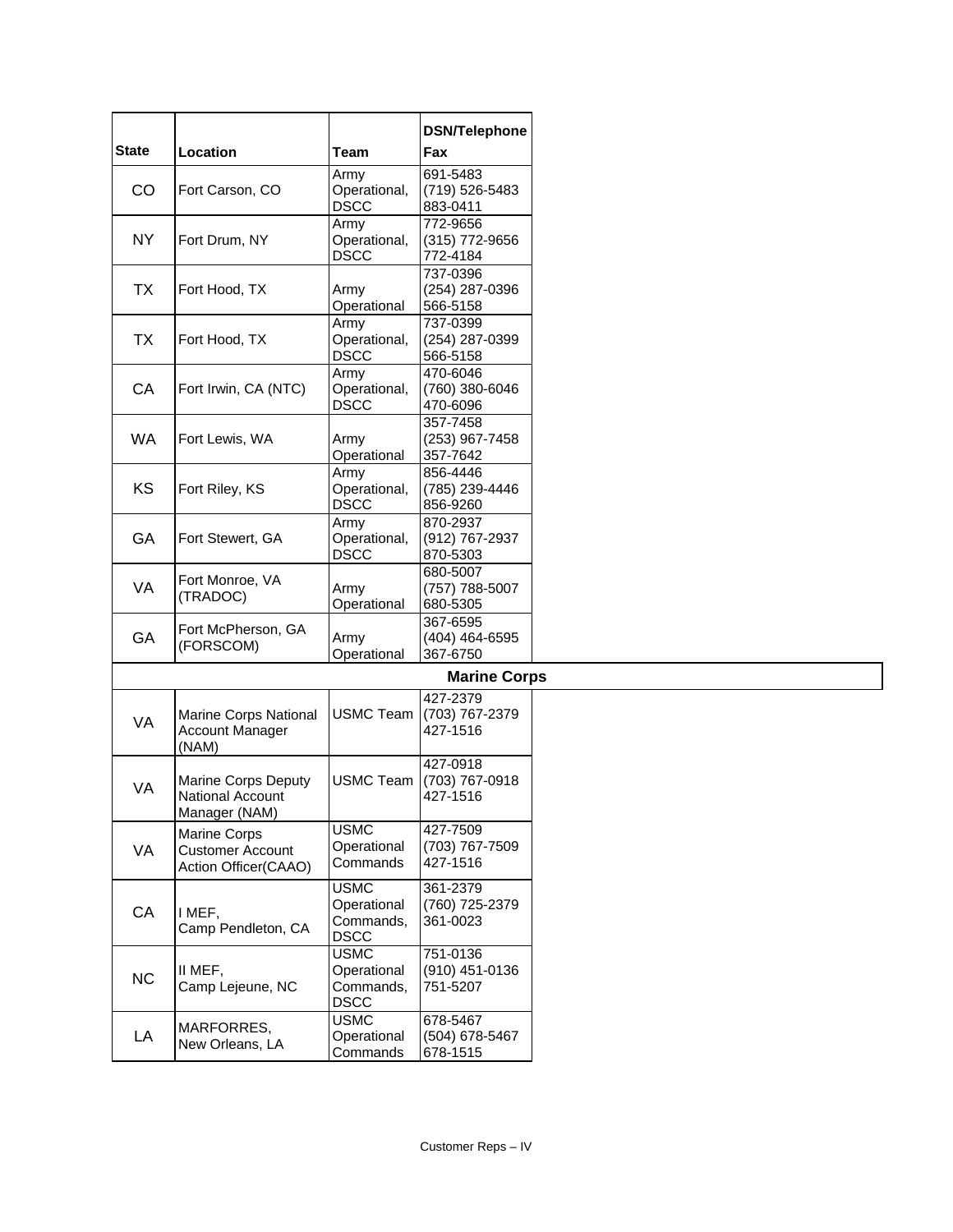| State | Location | Team | DSN/Telephone Fax |
|---|---|---|---|
| CO | Fort Carson, CO | Army Operational, DSCC | 691-5483 (719) 526-5483 883-0411 |
| NY | Fort Drum, NY | Army Operational, DSCC | 772-9656 (315) 772-9656 772-4184 |
| TX | Fort Hood, TX | Army Operational | 737-0396 (254) 287-0396 566-5158 |
| TX | Fort Hood, TX | Army Operational, DSCC | 737-0399 (254) 287-0399 566-5158 |
| CA | Fort Irwin, CA (NTC) | Army Operational, DSCC | 470-6046 (760) 380-6046 470-6096 |
| WA | Fort Lewis, WA | Army Operational | 357-7458 (253) 967-7458 357-7642 |
| KS | Fort Riley, KS | Army Operational, DSCC | 856-4446 (785) 239-4446 856-9260 |
| GA | Fort Stewert, GA | Army Operational, DSCC | 870-2937 (912) 767-2937 870-5303 |
| VA | Fort Monroe, VA (TRADOC) | Army Operational | 680-5007 (757) 788-5007 680-5305 |
| GA | Fort McPherson, GA (FORSCOM) | Army Operational | 367-6595 (404) 464-6595 367-6750 |
| **Marine Corps** | | | |
| VA | Marine Corps National Account Manager (NAM) | USMC Team | 427-2379 (703) 767-2379 427-1516 |
| VA | Marine Corps Deputy National Account Manager (NAM) | USMC Team | 427-0918 (703) 767-0918 427-1516 |
| VA | Marine Corps Customer Account Action Officer(CAAO) | USMC Operational Commands | 427-7509 (703) 767-7509 427-1516 |
| CA | I MEF, Camp Pendleton, CA | USMC Operational Commands, DSCC | 361-2379 (760) 725-2379 361-0023 |
| NC | II MEF, Camp Lejeune, NC | USMC Operational Commands, DSCC | 751-0136 (910) 451-0136 751-5207 |
| LA | MARFORRES, New Orleans, LA | USMC Operational Commands | 678-5467 (504) 678-5467 678-1515 |

Customer Reps – IV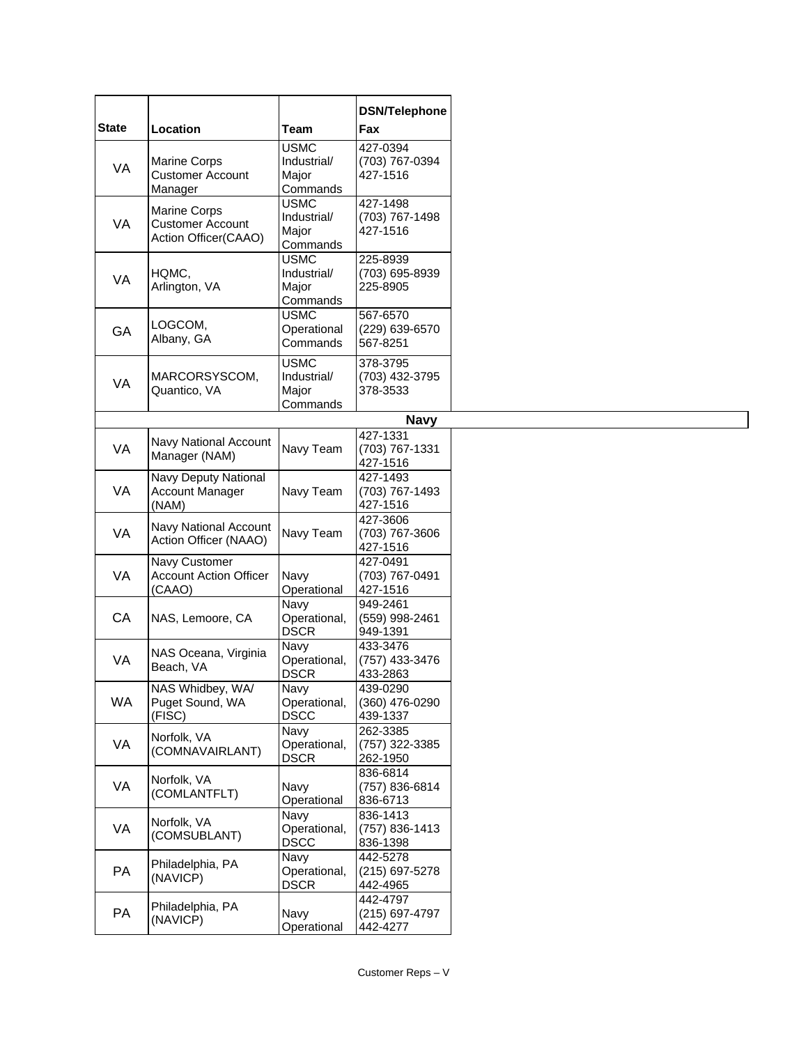| State | Location | Team | DSN/Telephone Fax |
|---|---|---|---|
| VA | Marine Corps Customer Account Manager | USMC Industrial/ Major Commands | 427-0394 (703) 767-0394 427-1516 |
| VA | Marine Corps Customer Account Action Officer(CAAO) | USMC Industrial/ Major Commands | 427-1498 (703) 767-1498 427-1516 |
| VA | HQMC, Arlington, VA | USMC Industrial/ Major Commands | 225-8939 (703) 695-8939 225-8905 |
| GA | LOGCOM, Albany, GA | USMC Operational Commands | 567-6570 (229) 639-6570 567-8251 |
| VA | MARCORSYSCOM, Quantico, VA | USMC Industrial/ Major Commands | 378-3795 (703) 432-3795 378-3533 |
| | | | **Navy** |
| VA | Navy National Account Manager (NAM) | Navy Team | 427-1331 (703) 767-1331 427-1516 |
| VA | Navy Deputy National Account Manager (NAM) | Navy Team | 427-1493 (703) 767-1493 427-1516 |
| VA | Navy National Account Action Officer (NAAO) | Navy Team | 427-3606 (703) 767-3606 427-1516 |
| VA | Navy Customer Account Action Officer (CAAO) | Navy Operational | 427-0491 (703) 767-0491 427-1516 |
| CA | NAS, Lemoore, CA | Navy Operational, DSCR | 949-2461 (559) 998-2461 949-1391 |
| VA | NAS Oceana, Virginia Beach, VA | Navy Operational, DSCR | 433-3476 (757) 433-3476 433-2863 |
| WA | NAS Whidbey, WA/ Puget Sound, WA (FISC) | Navy Operational, DSCC | 439-0290 (360) 476-0290 439-1337 |
| VA | Norfolk, VA (COMNAVAIRLANT) | Navy Operational, DSCR | 262-3385 (757) 322-3385 262-1950 |
| VA | Norfolk, VA (COMLANTFLT) | Navy Operational | 836-6814 (757) 836-6814 836-6713 |
| VA | Norfolk, VA (COMSUBLANT) | Navy Operational, DSCC | 836-1413 (757) 836-1413 836-1398 |
| PA | Philadelphia, PA (NAVICP) | Navy Operational, DSCR | 442-5278 (215) 697-5278 442-4965 |
| PA | Philadelphia, PA (NAVICP) | Navy Operational | 442-4797 (215) 697-4797 442-4277 |

Customer Reps – V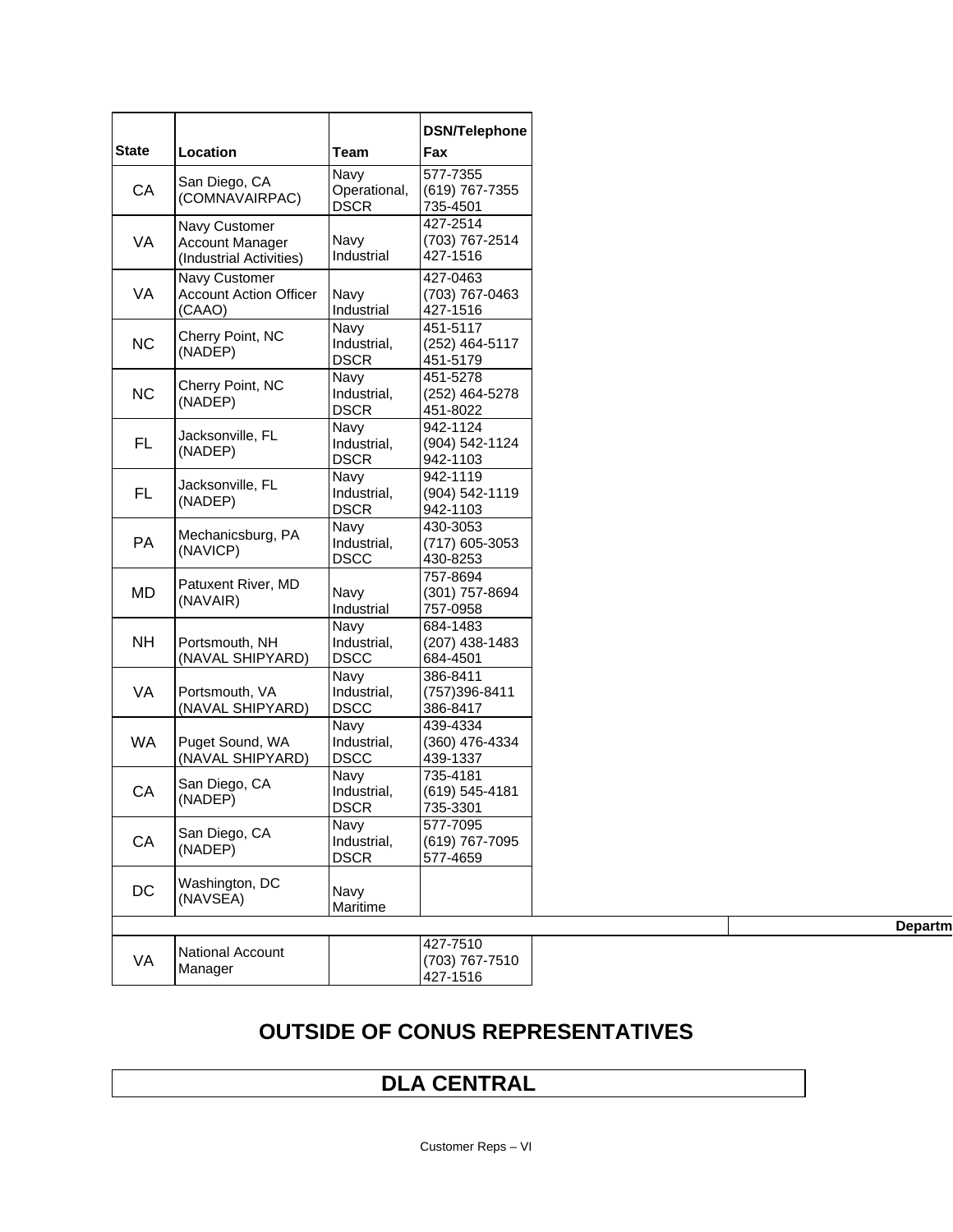| State | Location | Team | DSN/Telephone Fax |
|---|---|---|---|
| CA | San Diego, CA (COMNAVAIRPAC) | Navy Operational, DSCR | 577-7355 (619) 767-7355 735-4501 |
| VA | Navy Customer Account Manager (Industrial Activities) | Navy Industrial | 427-2514 (703) 767-2514 427-1516 |
| VA | Navy Customer Account Action Officer (CAAO) | Navy Industrial | 427-0463 (703) 767-0463 427-1516 |
| NC | Cherry Point, NC (NADEP) | Navy Industrial, DSCR | 451-5117 (252) 464-5117 451-5179 |
| NC | Cherry Point, NC (NADEP) | Navy Industrial, DSCR | 451-5278 (252) 464-5278 451-8022 |
| FL | Jacksonville, FL (NADEP) | Navy Industrial, DSCR | 942-1124 (904) 542-1124 942-1103 |
| FL | Jacksonville, FL (NADEP) | Navy Industrial, DSCR | 942-1119 (904) 542-1119 942-1103 |
| PA | Mechanicsburg, PA (NAVICP) | Navy Industrial, DSCC | 430-3053 (717) 605-3053 430-8253 |
| MD | Patuxent River, MD (NAVAIR) | Navy Industrial | 757-8694 (301) 757-8694 757-0958 |
| NH | Portsmouth, NH (NAVAL SHIPYARD) | Navy Industrial, DSCC | 684-1483 (207) 438-1483 684-4501 |
| VA | Portsmouth, VA (NAVAL SHIPYARD) | Navy Industrial, DSCC | 386-8411 (757)396-8411 386-8417 |
| WA | Puget Sound, WA (NAVAL SHIPYARD) | Navy Industrial, DSCC | 439-4334 (360) 476-4334 439-1337 |
| CA | San Diego, CA (NADEP) | Navy Industrial, DSCR | 735-4181 (619) 545-4181 735-3301 |
| CA | San Diego, CA (NADEP) | Navy Industrial, DSCR | 577-7095 (619) 767-7095 577-4659 |
| DC | Washington, DC (NAVSEA) | Navy Maritime | |
| | | | Departm |
| VA | National Account Manager | | 427-7510 (703) 767-7510 427-1516 |

## OUTSIDE OF CONUS REPRESENTATIVES

## DLA CENTRAL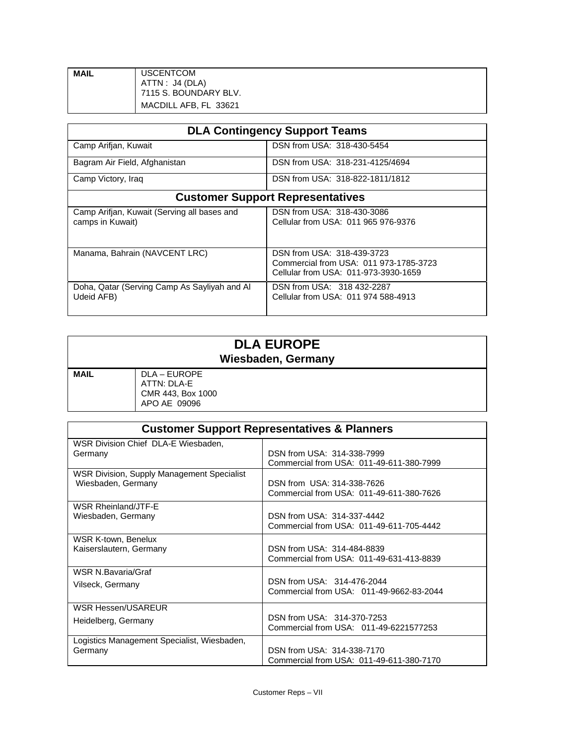| MAIL | USCENTCOM<br>ATTN : J4 (DLA)<br>7115 S. BOUNDARY BLV.<br>MACDILL AFB, FL 33621 |
|---|---|

| DLA Contingency Support Teams | |
|---|---|
| Camp Arifjan, Kuwait | DSN from USA: 318-430-5454 |
| Bagram Air Field, Afghanistan | DSN from USA: 318-231-4125/4694 |
| Camp Victory, Iraq | DSN from USA: 318-822-1811/1812 |
| **Customer Support Representatives** | |
| Camp Arifjan, Kuwait (Serving all bases and camps in Kuwait) | DSN from USA: 318-430-3086<br>Cellular from USA: 011 965 976-9376 |
| Manama, Bahrain (NAVCENT LRC) | DSN from USA: 318-439-3723<br>Commercial from USA: 011 973-1785-3723<br>Cellular from USA: 011-973-3930-1659 |
| Doha, Qatar (Serving Camp As Sayliyah and Al Udeid AFB) | DSN from USA: 318 432-2287<br>Cellular from USA: 011 974 588-4913 |

## DLA EUROPE
### Wiesbaden, Germany

| MAIL | DLA – EUROPE<br>ATTN: DLA-E<br>CMR 443, Box 1000<br>APO AE 09096 |
|---|---|

| Customer Support Representatives & Planners | |
|---|---|
| WSR Division Chief DLA-E Wiesbaden, Germany | DSN from USA: 314-338-7999<br>Commercial from USA: 011-49-611-380-7999 |
| WSR Division, Supply Management Specialist Wiesbaden, Germany | DSN from USA: 314-338-7626<br>Commercial from USA: 011-49-611-380-7626 |
| WSR Rheinland/JTF-E<br>Wiesbaden, Germany | DSN from USA: 314-337-4442<br>Commercial from USA: 011-49-611-705-4442 |
| WSR K-town, Benelux<br>Kaiserslautern, Germany | DSN from USA: 314-484-8839<br>Commercial from USA: 011-49-631-413-8839 |
| WSR N.Bavaria/Graf<br>Vilseck, Germany | DSN from USA: 314-476-2044<br>Commercial from USA: 011-49-9662-83-2044 |
| WSR Hessen/USAREUR<br>Heidelberg, Germany | DSN from USA: 314-370-7253<br>Commercial from USA: 011-49-6221577253 |
| Logistics Management Specialist, Wiesbaden, Germany | DSN from USA: 314-338-7170<br>Commercial from USA: 011-49-611-380-7170 |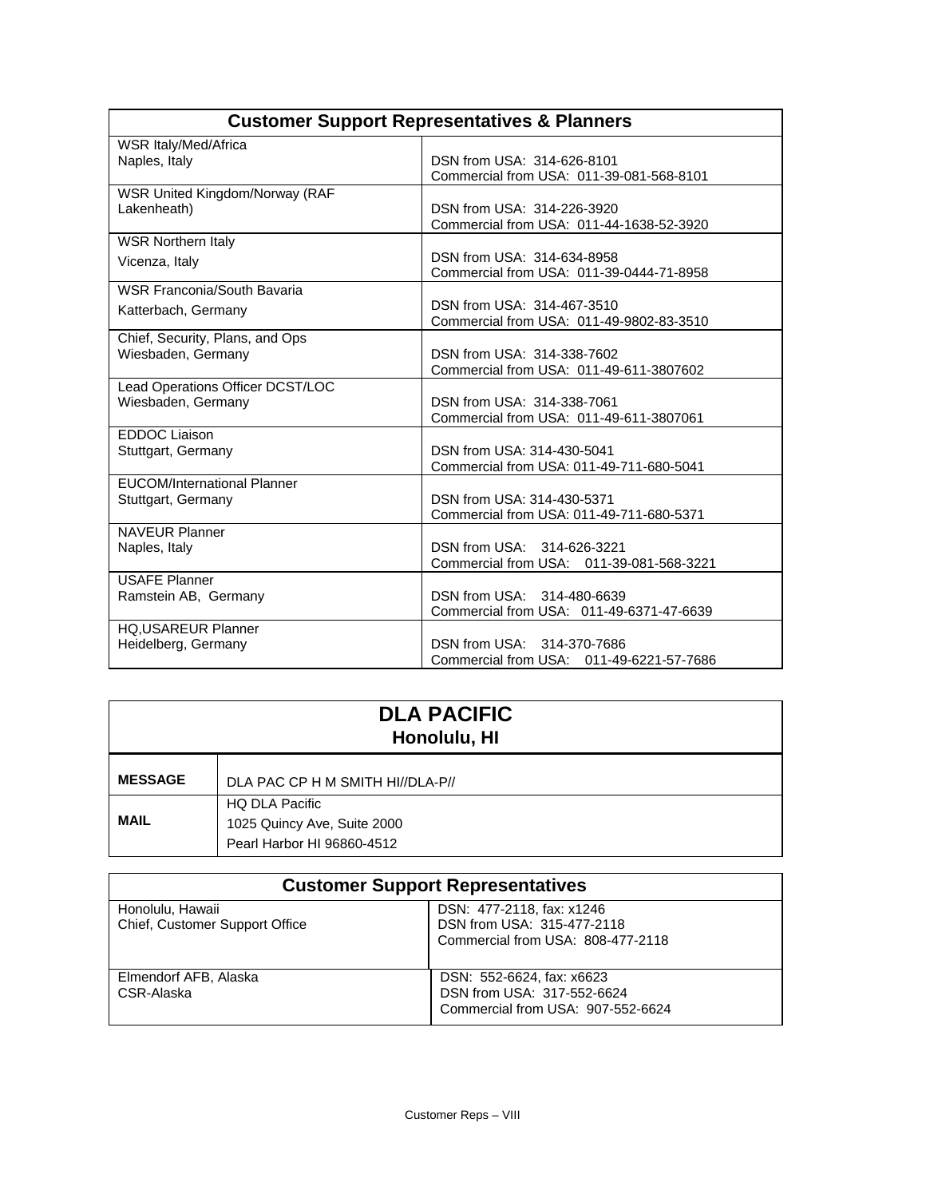| Customer Support Representatives & Planners | |
|---|---|
| WSR Italy/Med/Africa<br>Naples, Italy | DSN from USA: 314-626-8101<br>Commercial from USA: 011-39-081-568-8101 |
| WSR United Kingdom/Norway (RAF Lakenheath) | DSN from USA: 314-226-3920<br>Commercial from USA: 011-44-1638-52-3920 |
| WSR Northern Italy<br>Vicenza, Italy | DSN from USA: 314-634-8958<br>Commercial from USA: 011-39-0444-71-8958 |
| WSR Franconia/South Bavaria<br>Katterbach, Germany | DSN from USA: 314-467-3510<br>Commercial from USA: 011-49-9802-83-3510 |
| Chief, Security, Plans, and Ops<br>Wiesbaden, Germany | DSN from USA: 314-338-7602<br>Commercial from USA: 011-49-611-3807602 |
| Lead Operations Officer DCST/LOC<br>Wiesbaden, Germany | DSN from USA: 314-338-7061<br>Commercial from USA: 011-49-611-3807061 |
| EDDOC Liaison<br>Stuttgart, Germany | DSN from USA: 314-430-5041<br>Commercial from USA: 011-49-711-680-5041 |
| EUCOM/International Planner<br>Stuttgart, Germany | DSN from USA: 314-430-5371<br>Commercial from USA: 011-49-711-680-5371 |
| NAVEUR Planner<br>Naples, Italy | DSN from USA: 314-626-3221<br>Commercial from USA: 011-39-081-568-3221 |
| USAFE Planner<br>Ramstein AB, Germany | DSN from USA: 314-480-6639<br>Commercial from USA: 011-49-6371-47-6639 |
| HQ,USAREUR Planner<br>Heidelberg, Germany | DSN from USA: 314-370-7686<br>Commercial from USA: 011-49-6221-57-7686 |

## DLA PACIFIC
### Honolulu, HI

| | |
|---|---|
| **MESSAGE** | DLA PAC CP H M SMITH HI//DLA-P// |
| **MAIL** | HQ DLA Pacific<br>1025 Quincy Ave, Suite 2000<br>Pearl Harbor HI 96860-4512 |

| Customer Support Representatives | |
|---|---|
| Honolulu, Hawaii<br>Chief, Customer Support Office | DSN: 477-2118, fax: x1246<br>DSN from USA: 315-477-2118<br>Commercial from USA: 808-477-2118 |
| Elmendorf AFB, Alaska<br>CSR-Alaska | DSN: 552-6624, fax: x6623<br>DSN from USA: 317-552-6624<br>Commercial from USA: 907-552-6624 |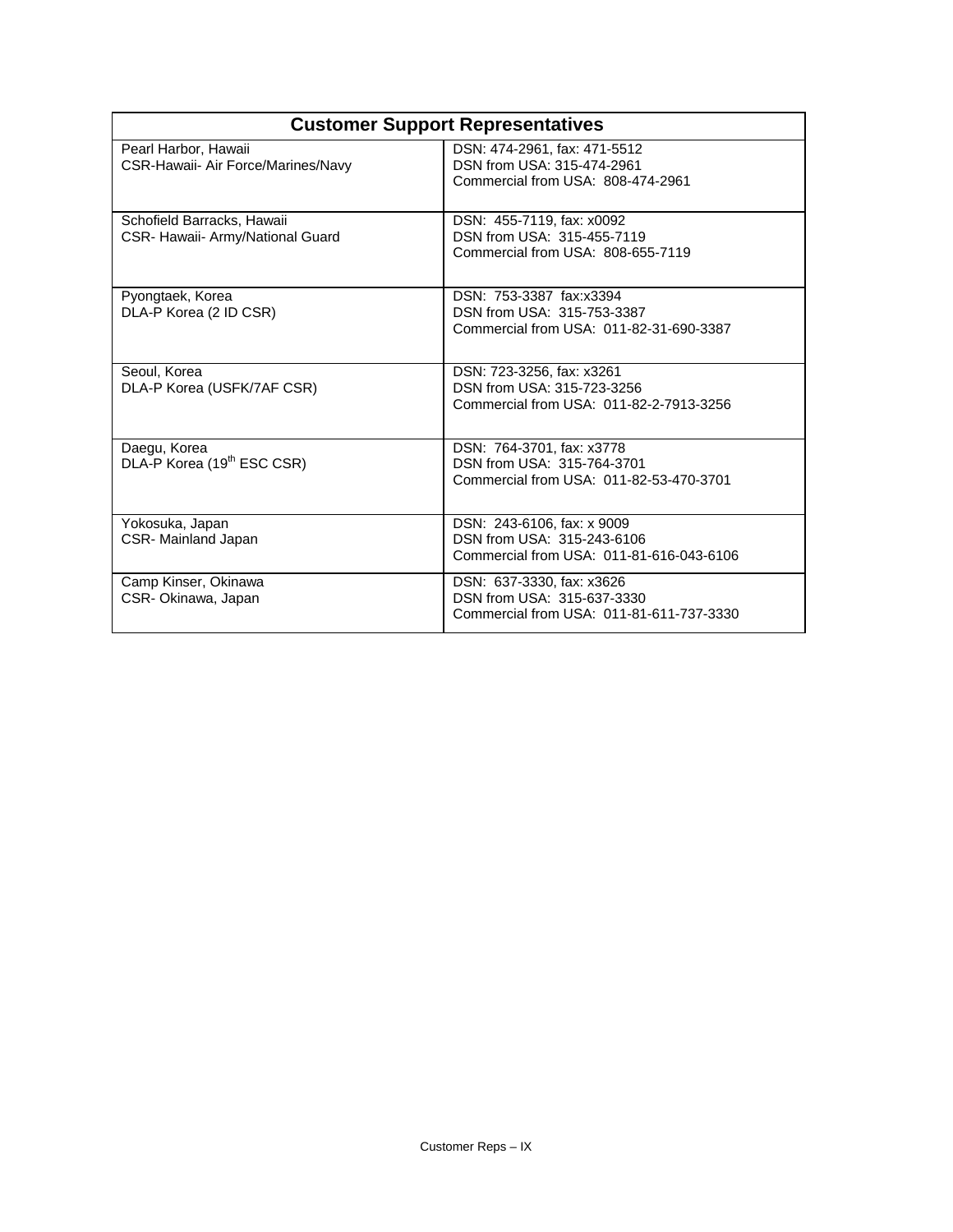| Customer Support Representatives | |
|---|---|
| Pearl Harbor, Hawaii<br>CSR-Hawaii- Air Force/Marines/Navy | DSN: 474-2961, fax: 471-5512<br>DSN from USA: 315-474-2961<br>Commercial from USA: 808-474-2961 |
| Schofield Barracks, Hawaii<br>CSR- Hawaii- Army/National Guard | DSN: 455-7119, fax: x0092<br>DSN from USA: 315-455-7119<br>Commercial from USA: 808-655-7119 |
| Pyongtaek, Korea<br>DLA-P Korea (2 ID CSR) | DSN: 753-3387 fax:x3394<br>DSN from USA: 315-753-3387<br>Commercial from USA: 011-82-31-690-3387 |
| Seoul, Korea<br>DLA-P Korea (USFK/7AF CSR) | DSN: 723-3256, fax: x3261<br>DSN from USA: 315-723-3256<br>Commercial from USA: 011-82-2-7913-3256 |
| Daegu, Korea<br>DLA-P Korea (19th ESC CSR) | DSN: 764-3701, fax: x3778<br>DSN from USA: 315-764-3701<br>Commercial from USA: 011-82-53-470-3701 |
| Yokosuka, Japan<br>CSR- Mainland Japan | DSN: 243-6106, fax: x 9009<br>DSN from USA: 315-243-6106<br>Commercial from USA: 011-81-616-043-6106 |
| Camp Kinser, Okinawa<br>CSR- Okinawa, Japan | DSN: 637-3330, fax: x3626<br>DSN from USA: 315-637-3330<br>Commercial from USA: 011-81-611-737-3330 |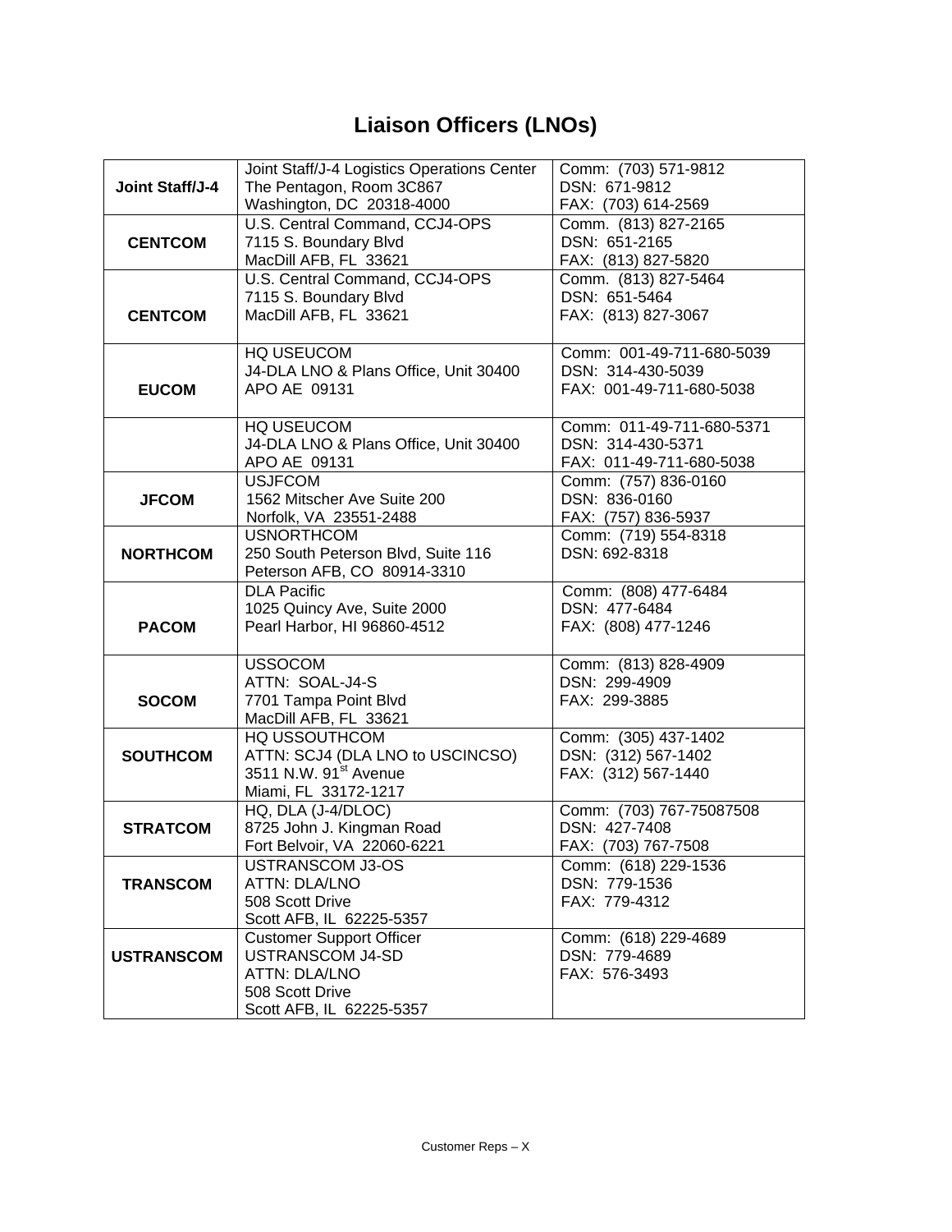# Liaison Officers (LNOs)

| | | |
|---|---|---|
| **Joint Staff/J-4** | Joint Staff/J-4 Logistics Operations Center<br>The Pentagon, Room 3C867<br>Washington, DC 20318-4000 | Comm: (703) 571-9812<br>DSN: 671-9812<br>FAX: (703) 614-2569 |
| **CENTCOM** | U.S. Central Command, CCJ4-OPS<br>7115 S. Boundary Blvd<br>MacDill AFB, FL 33621 | Comm. (813) 827-2165<br>DSN: 651-2165<br>FAX: (813) 827-5820 |
| **CENTCOM** | U.S. Central Command, CCJ4-OPS<br>7115 S. Boundary Blvd<br>MacDill AFB, FL 33621 | Comm. (813) 827-5464<br>DSN: 651-5464<br>FAX: (813) 827-3067 |
| **EUCOM** | HQ USEUCOM<br>J4-DLA LNO & Plans Office, Unit 30400<br>APO AE 09131 | Comm: 001-49-711-680-5039<br>DSN: 314-430-5039<br>FAX: 001-49-711-680-5038 |
| | HQ USEUCOM<br>J4-DLA LNO & Plans Office, Unit 30400<br>APO AE 09131 | Comm: 011-49-711-680-5371<br>DSN: 314-430-5371<br>FAX: 011-49-711-680-5038 |
| **JFCOM** | USJFCOM<br>1562 Mitscher Ave Suite 200<br>Norfolk, VA 23551-2488 | Comm: (757) 836-0160<br>DSN: 836-0160<br>FAX: (757) 836-5937 |
| **NORTHCOM** | USNORTHCOM<br>250 South Peterson Blvd, Suite 116<br>Peterson AFB, CO 80914-3310 | Comm: (719) 554-8318<br>DSN: 692-8318 |
| **PACOM** | DLA Pacific<br>1025 Quincy Ave, Suite 2000<br>Pearl Harbor, HI 96860-4512 | Comm: (808) 477-6484<br>DSN: 477-6484<br>FAX: (808) 477-1246 |
| **SOCOM** | USSOCOM<br>ATTN: SOAL-J4-S<br>7701 Tampa Point Blvd<br>MacDill AFB, FL 33621 | Comm: (813) 828-4909<br>DSN: 299-4909<br>FAX: 299-3885 |
| **SOUTHCOM** | HQ USSOUTHCOM<br>ATTN: SCJ4 (DLA LNO to USCINCSO)<br>3511 N.W. 91st Avenue<br>Miami, FL 33172-1217 | Comm: (305) 437-1402<br>DSN: (312) 567-1402<br>FAX: (312) 567-1440 |
| **STRATCOM** | HQ, DLA (J-4/DLOC)<br>8725 John J. Kingman Road<br>Fort Belvoir, VA 22060-6221 | Comm: (703) 767-75087508<br>DSN: 427-7408<br>FAX: (703) 767-7508 |
| **TRANSCOM** | USTRANSCOM J3-OS<br>ATTN: DLA/LNO<br>508 Scott Drive<br>Scott AFB, IL 62225-5357 | Comm: (618) 229-1536<br>DSN: 779-1536<br>FAX: 779-4312 |
| **USTRANSCOM** | Customer Support Officer<br>USTRANSCOM J4-SD<br>ATTN: DLA/LNO<br>508 Scott Drive<br>Scott AFB, IL 62225-5357 | Comm: (618) 229-4689<br>DSN: 779-4689<br>FAX: 576-3493 |